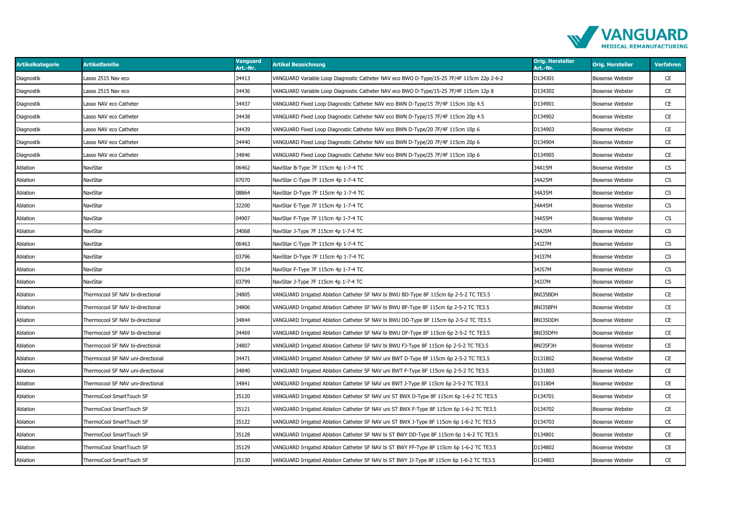| Artikelkategorie | Artikelfamilie | Vanguard Art.-Nr. | Artikel Bezeichnung | Orig. Hersteller Art.-Nr. | Orig. Hersteller | Verfahren |
|---|---|---|---|---|---|---|
| Diagnostik | Lasso 2515 Nav eco | 34413 | VANGUARD Variable Loop Diagnostic Catheter NAV eco BWO D-Type/15-25 7F/4F 115cm 22p 2-6-2 | D134301 | Biosense Webster | CE |
| Diagnostik | Lasso 2515 Nav eco | 34436 | VANGUARD Variable Loop Diagnostic Catheter NAV eco BWO D-Type/15-25 7F/4F 115cm 12p 8 | D134302 | Biosense Webster | CE |
| Diagnostik | Lasso NAV eco Catheter | 34437 | VANGUARD Fixed Loop Diagnostic Catheter NAV eco BWN D-Type/15 7F/4F 115cm 10p 4.5 | D134901 | Biosense Webster | CE |
| Diagnostik | Lasso NAV eco Catheter | 34438 | VANGUARD Fixed Loop Diagnostic Catheter NAV eco BWN D-Type/15 7F/4F 115cm 20p 4.5 | D134902 | Biosense Webster | CE |
| Diagnostik | Lasso NAV eco Catheter | 34439 | VANGUARD Fixed Loop Diagnostic Catheter NAV eco BWN D-Type/20 7F/4F 115cm 10p 6 | D134903 | Biosense Webster | CE |
| Diagnostik | Lasso NAV eco Catheter | 34440 | VANGUARD Fixed Loop Diagnostic Catheter NAV eco BWN D-Type/20 7F/4F 115cm 20p 6 | D134904 | Biosense Webster | CE |
| Diagnostik | Lasso NAV eco Catheter | 34846 | VANGUARD Fixed Loop Diagnostic Catheter NAV eco BWN D-Type/25 7F/4F 115cm 10p 6 | D134905 | Biosense Webster | CE |
| Ablation | NaviStar | 06462 | NaviStar B-Type 7F 115cm 4p 1-7-4 TC | 34A15M | Biosense Webster | CS |
| Ablation | NaviStar | 07070 | NaviStar C-Type 7F 115cm 4p 1-7-4 TC | 34A25M | Biosense Webster | CS |
| Ablation | NaviStar | 08864 | NaviStar D-Type 7F 115cm 4p 1-7-4 TC | 34A35M | Biosense Webster | CS |
| Ablation | NaviStar | 32200 | NaviStar E-Type 7F 115cm 4p 1-7-4 TC | 34A45M | Biosense Webster | CS |
| Ablation | NaviStar | 04907 | NaviStar F-Type 7F 115cm 4p 1-7-4 TC | 34A55M | Biosense Webster | CS |
| Ablation | NaviStar | 34068 | NaviStar J-Type 7F 115cm 4p 1-7-4 TC | 34AJ5M | Biosense Webster | CS |
| Ablation | NaviStar | 06463 | NaviStar C-Type 7F 115cm 4p 1-7-4 TC | 34J27M | Biosense Webster | CS |
| Ablation | NaviStar | 03796 | NaviStar D-Type 7F 115cm 4p 1-7-4 TC | 34J37M | Biosense Webster | CS |
| Ablation | NaviStar | 03134 | NaviStar F-Type 7F 115cm 4p 1-7-4 TC | 34J57M | Biosense Webster | CS |
| Ablation | NaviStar | 03799 | NaviStar J-Type 7F 115cm 4p 1-7-4 TC | 34JJ7M | Biosense Webster | CS |
| Ablation | Thermocool SF NAV bi-directional | 34805 | VANGUARD Irrigated Ablation Catheter SF NAV bi BWU BD-Type 8F 115cm 6p 2-5-2 TC TE3.5 | BNI35BDH | Biosense Webster | CE |
| Ablation | Thermocool SF NAV bi-directional | 34806 | VANGUARD Irrigated Ablation Catheter SF NAV bi BWU BF-Type 8F 115cm 6p 2-5-2 TC TE3.5 | BNI35BFH | Biosense Webster | CE |
| Ablation | Thermocool SF NAV bi-directional | 34844 | VANGUARD Irrigated Ablation Catheter SF NAV bi BWU DD-Type 8F 115cm 6p 2-5-2 TC TE3.5 | BNI35DDH | Biosense Webster | CE |
| Ablation | Thermocool SF NAV bi-directional | 34469 | VANGUARD Irrigated Ablation Catheter SF NAV bi BWU DF-Type 8F 115cm 6p 2-5-2 TC TE3.5 | BNI35DFH | Biosense Webster | CE |
| Ablation | Thermocool SF NAV bi-directional | 34807 | VANGUARD Irrigated Ablation Catheter SF NAV bi BWU FJ-Type 8F 115cm 6p 2-5-2 TC TE3.5 | BNI35FJH | Biosense Webster | CE |
| Ablation | Thermocool SF NAV uni-directional | 34471 | VANGUARD Irrigated Ablation Catheter SF NAV uni BWT D-Type 8F 115cm 6p 2-5-2 TC TE3.5 | D131802 | Biosense Webster | CE |
| Ablation | Thermocool SF NAV uni-directional | 34840 | VANGUARD Irrigated Ablation Catheter SF NAV uni BWT F-Type 8F 115cm 6p 2-5-2 TC TE3.5 | D131803 | Biosense Webster | CE |
| Ablation | Thermocool SF NAV uni-directional | 34841 | VANGUARD Irrigated Ablation Catheter SF NAV uni BWT J-Type 8F 115cm 6p 2-5-2 TC TE3.5 | D131804 | Biosense Webster | CE |
| Ablation | ThermoCool SmartTouch SF | 35120 | VANGUARD Irrigated Ablation Catheter SF NAV uni ST BWX D-Type 8F 115cm 6p 1-6-2 TC TE3.5 | D134701 | Biosense Webster | CE |
| Ablation | ThermoCool SmartTouch SF | 35121 | VANGUARD Irrigated Ablation Catheter SF NAV uni ST BWX F-Type 8F 115cm 6p 1-6-2 TC TE3.5 | D134702 | Biosense Webster | CE |
| Ablation | ThermoCool SmartTouch SF | 35122 | VANGUARD Irrigated Ablation Catheter SF NAV uni ST BWX J-Type 8F 115cm 6p 1-6-2 TC TE3.5 | D134703 | Biosense Webster | CE |
| Ablation | ThermoCool SmartTouch SF | 35128 | VANGUARD Irrigated Ablation Catheter SF NAV bi ST BWY DD-Type 8F 115cm 6p 1-6-2 TC TE3.5 | D134801 | Biosense Webster | CE |
| Ablation | ThermoCool SmartTouch SF | 35129 | VANGUARD Irrigated Ablation Catheter SF NAV bi ST BWY FF-Type 8F 115cm 6p 1-6-2 TC TE3.5 | D134802 | Biosense Webster | CE |
| Ablation | ThermoCool SmartTouch SF | 35130 | VANGUARD Irrigated Ablation Catheter SF NAV bi ST BWY JJ-Type 8F 115cm 6p 1-6-2 TC TE3.5 | D134803 | Biosense Webster | CE |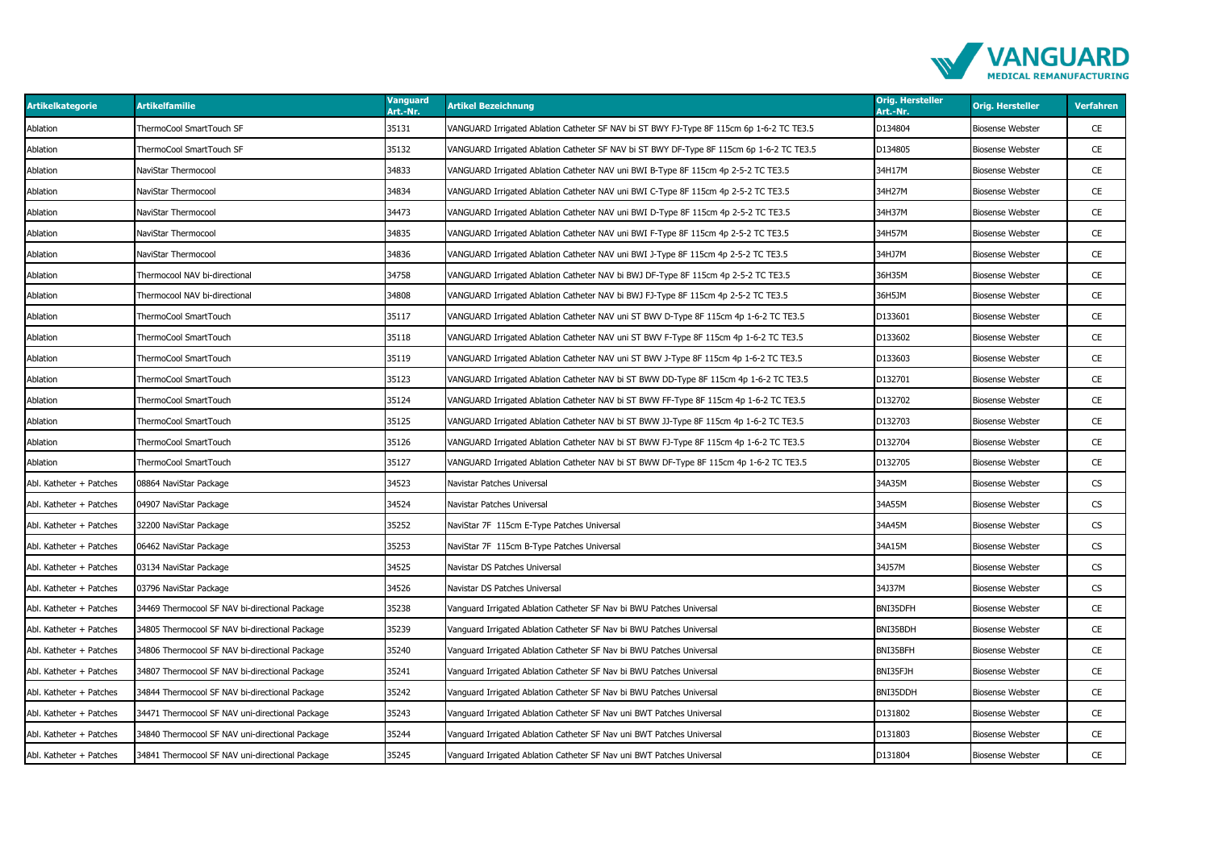| Artikelkategorie | Artikelfamilie | Vanguard Art.-Nr. | Artikel Bezeichnung | Orig. Hersteller Art.-Nr. | Orig. Hersteller | Verfahren |
|---|---|---|---|---|---|---|
| Ablation | ThermoCool SmartTouch SF | 35131 | VANGUARD Irrigated Ablation Catheter SF NAV bi ST BWY FJ-Type 8F 115cm 6p 1-6-2 TC TE3.5 | D134804 | Biosense Webster | CE |
| Ablation | ThermoCool SmartTouch SF | 35132 | VANGUARD Irrigated Ablation Catheter SF NAV bi ST BWY DF-Type 8F 115cm 6p 1-6-2 TC TE3.5 | D134805 | Biosense Webster | CE |
| Ablation | NaviStar Thermocool | 34833 | VANGUARD Irrigated Ablation Catheter NAV uni BWI B-Type 8F 115cm 4p 2-5-2 TC TE3.5 | 34H17M | Biosense Webster | CE |
| Ablation | NaviStar Thermocool | 34834 | VANGUARD Irrigated Ablation Catheter NAV uni BWI C-Type 8F 115cm 4p 2-5-2 TC TE3.5 | 34H27M | Biosense Webster | CE |
| Ablation | NaviStar Thermocool | 34473 | VANGUARD Irrigated Ablation Catheter NAV uni BWI D-Type 8F 115cm 4p 2-5-2 TC TE3.5 | 34H37M | Biosense Webster | CE |
| Ablation | NaviStar Thermocool | 34835 | VANGUARD Irrigated Ablation Catheter NAV uni BWI F-Type 8F 115cm 4p 2-5-2 TC TE3.5 | 34H57M | Biosense Webster | CE |
| Ablation | NaviStar Thermocool | 34836 | VANGUARD Irrigated Ablation Catheter NAV uni BWI J-Type 8F 115cm 4p 2-5-2 TC TE3.5 | 34HJ7M | Biosense Webster | CE |
| Ablation | Thermocool NAV bi-directional | 34758 | VANGUARD Irrigated Ablation Catheter NAV bi BWJ DF-Type 8F 115cm 4p 2-5-2 TC TE3.5 | 36H35M | Biosense Webster | CE |
| Ablation | Thermocool NAV bi-directional | 34808 | VANGUARD Irrigated Ablation Catheter NAV bi BWJ FJ-Type 8F 115cm 4p 2-5-2 TC TE3.5 | 36H5JM | Biosense Webster | CE |
| Ablation | ThermoCool SmartTouch | 35117 | VANGUARD Irrigated Ablation Catheter NAV uni ST BWV D-Type 8F 115cm 4p 1-6-2 TC TE3.5 | D133601 | Biosense Webster | CE |
| Ablation | ThermoCool SmartTouch | 35118 | VANGUARD Irrigated Ablation Catheter NAV uni ST BWV F-Type 8F 115cm 4p 1-6-2 TC TE3.5 | D133602 | Biosense Webster | CE |
| Ablation | ThermoCool SmartTouch | 35119 | VANGUARD Irrigated Ablation Catheter NAV uni ST BWV J-Type 8F 115cm 4p 1-6-2 TC TE3.5 | D133603 | Biosense Webster | CE |
| Ablation | ThermoCool SmartTouch | 35123 | VANGUARD Irrigated Ablation Catheter NAV bi ST BWW DD-Type 8F 115cm 4p 1-6-2 TC TE3.5 | D132701 | Biosense Webster | CE |
| Ablation | ThermoCool SmartTouch | 35124 | VANGUARD Irrigated Ablation Catheter NAV bi ST BWW FF-Type 8F 115cm 4p 1-6-2 TC TE3.5 | D132702 | Biosense Webster | CE |
| Ablation | ThermoCool SmartTouch | 35125 | VANGUARD Irrigated Ablation Catheter NAV bi ST BWW JJ-Type 8F 115cm 4p 1-6-2 TC TE3.5 | D132703 | Biosense Webster | CE |
| Ablation | ThermoCool SmartTouch | 35126 | VANGUARD Irrigated Ablation Catheter NAV bi ST BWW FJ-Type 8F 115cm 4p 1-6-2 TC TE3.5 | D132704 | Biosense Webster | CE |
| Ablation | ThermoCool SmartTouch | 35127 | VANGUARD Irrigated Ablation Catheter NAV bi ST BWW DF-Type 8F 115cm 4p 1-6-2 TC TE3.5 | D132705 | Biosense Webster | CE |
| Abl. Katheter + Patches | 08864 NaviStar Package | 34523 | Navistar Patches Universal | 34A35M | Biosense Webster | CS |
| Abl. Katheter + Patches | 04907 NaviStar Package | 34524 | Navistar Patches Universal | 34A55M | Biosense Webster | CS |
| Abl. Katheter + Patches | 32200 NaviStar Package | 35252 | NaviStar 7F 115cm E-Type Patches Universal | 34A45M | Biosense Webster | CS |
| Abl. Katheter + Patches | 06462 NaviStar Package | 35253 | NaviStar 7F 115cm B-Type Patches Universal | 34A15M | Biosense Webster | CS |
| Abl. Katheter + Patches | 03134 NaviStar Package | 34525 | Navistar DS Patches Universal | 34J57M | Biosense Webster | CS |
| Abl. Katheter + Patches | 03796 NaviStar Package | 34526 | Navistar DS Patches Universal | 34J37M | Biosense Webster | CS |
| Abl. Katheter + Patches | 34469 Thermocool SF NAV bi-directional Package | 35238 | Vanguard Irrigated Ablation Catheter SF Nav bi BWU Patches Universal | BNI35DFH | Biosense Webster | CE |
| Abl. Katheter + Patches | 34805 Thermocool SF NAV bi-directional Package | 35239 | Vanguard Irrigated Ablation Catheter SF Nav bi BWU Patches Universal | BNI35BDH | Biosense Webster | CE |
| Abl. Katheter + Patches | 34806 Thermocool SF NAV bi-directional Package | 35240 | Vanguard Irrigated Ablation Catheter SF Nav bi BWU Patches Universal | BNI35BFH | Biosense Webster | CE |
| Abl. Katheter + Patches | 34807 Thermocool SF NAV bi-directional Package | 35241 | Vanguard Irrigated Ablation Catheter SF Nav bi BWU Patches Universal | BNI35FJH | Biosense Webster | CE |
| Abl. Katheter + Patches | 34844 Thermocool SF NAV bi-directional Package | 35242 | Vanguard Irrigated Ablation Catheter SF Nav bi BWU Patches Universal | BNI35DDH | Biosense Webster | CE |
| Abl. Katheter + Patches | 34471 Thermocool SF NAV uni-directional Package | 35243 | Vanguard Irrigated Ablation Catheter SF Nav uni BWT Patches Universal | D131802 | Biosense Webster | CE |
| Abl. Katheter + Patches | 34840 Thermocool SF NAV uni-directional Package | 35244 | Vanguard Irrigated Ablation Catheter SF Nav uni BWT Patches Universal | D131803 | Biosense Webster | CE |
| Abl. Katheter + Patches | 34841 Thermocool SF NAV uni-directional Package | 35245 | Vanguard Irrigated Ablation Catheter SF Nav uni BWT Patches Universal | D131804 | Biosense Webster | CE |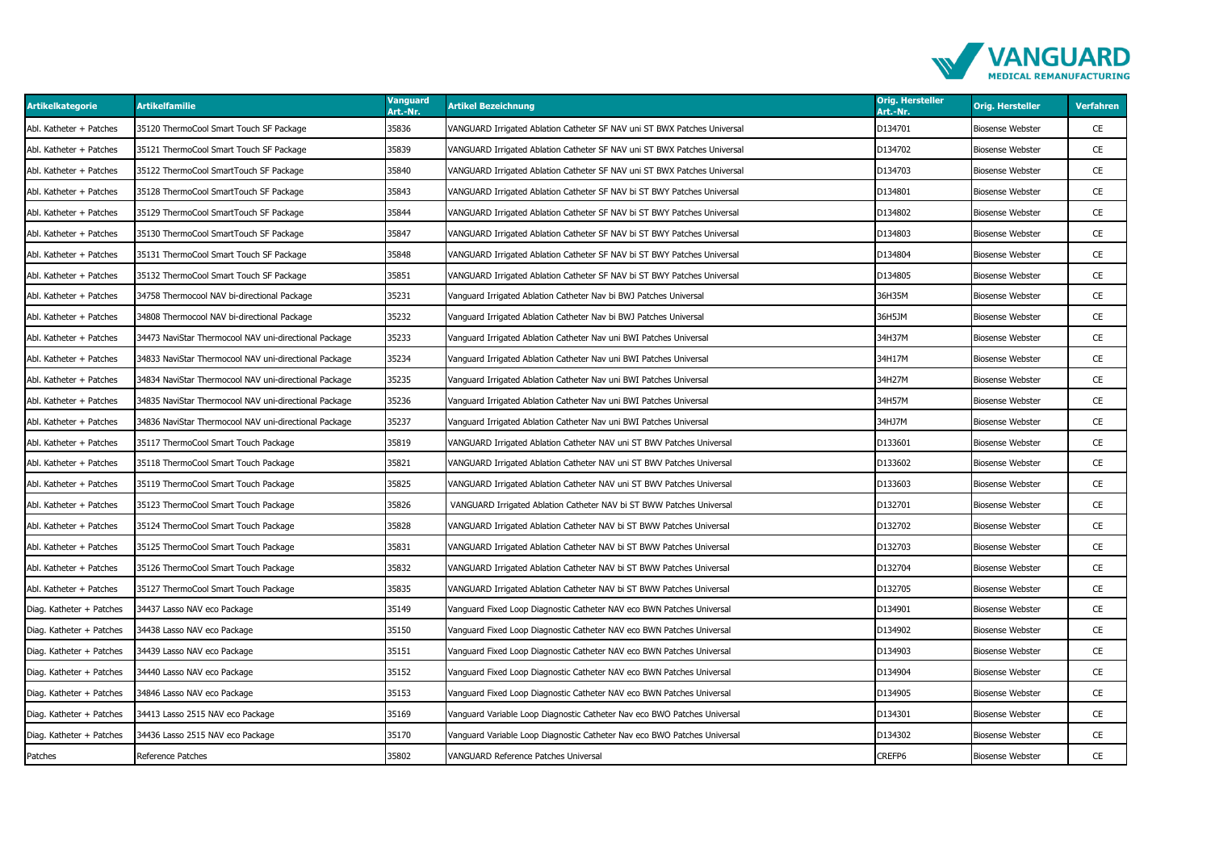| Artikelkategorie | Artikelfamilie | Vanguard Art.-Nr. | Artikel Bezeichnung | Orig. Hersteller Art.-Nr. | Orig. Hersteller | Verfahren |
|---|---|---|---|---|---|---|
| Abl. Katheter + Patches | 35120 ThermoCool Smart Touch SF Package | 35836 | VANGUARD Irrigated Ablation Catheter SF NAV uni ST BWX Patches Universal | D134701 | Biosense Webster | CE |
| Abl. Katheter + Patches | 35121 ThermoCool Smart Touch SF Package | 35839 | VANGUARD Irrigated Ablation Catheter SF NAV uni ST BWX Patches Universal | D134702 | Biosense Webster | CE |
| Abl. Katheter + Patches | 35122 ThermoCool SmartTouch SF Package | 35840 | VANGUARD Irrigated Ablation Catheter SF NAV uni ST BWX Patches Universal | D134703 | Biosense Webster | CE |
| Abl. Katheter + Patches | 35128 ThermoCool SmartTouch SF Package | 35843 | VANGUARD Irrigated Ablation Catheter SF NAV bi ST BWY Patches Universal | D134801 | Biosense Webster | CE |
| Abl. Katheter + Patches | 35129 ThermoCool SmartTouch SF Package | 35844 | VANGUARD Irrigated Ablation Catheter SF NAV bi ST BWY Patches Universal | D134802 | Biosense Webster | CE |
| Abl. Katheter + Patches | 35130 ThermoCool SmartTouch SF Package | 35847 | VANGUARD Irrigated Ablation Catheter SF NAV bi ST BWY Patches Universal | D134803 | Biosense Webster | CE |
| Abl. Katheter + Patches | 35131 ThermoCool Smart Touch SF Package | 35848 | VANGUARD Irrigated Ablation Catheter SF NAV bi ST BWY Patches Universal | D134804 | Biosense Webster | CE |
| Abl. Katheter + Patches | 35132 ThermoCool Smart Touch SF Package | 35851 | VANGUARD Irrigated Ablation Catheter SF NAV bi ST BWY Patches Universal | D134805 | Biosense Webster | CE |
| Abl. Katheter + Patches | 34758 Thermocool NAV bi-directional Package | 35231 | Vanguard Irrigated Ablation Catheter Nav bi BWJ Patches Universal | 36H35M | Biosense Webster | CE |
| Abl. Katheter + Patches | 34808 Thermocool NAV bi-directional Package | 35232 | Vanguard Irrigated Ablation Catheter Nav bi BWJ Patches Universal | 36H5JM | Biosense Webster | CE |
| Abl. Katheter + Patches | 34473 NaviStar Thermocool NAV uni-directional Package | 35233 | Vanguard Irrigated Ablation Catheter Nav uni BWI Patches Universal | 34H37M | Biosense Webster | CE |
| Abl. Katheter + Patches | 34833 NaviStar Thermocool NAV uni-directional Package | 35234 | Vanguard Irrigated Ablation Catheter Nav uni BWI Patches Universal | 34H17M | Biosense Webster | CE |
| Abl. Katheter + Patches | 34834 NaviStar Thermocool NAV uni-directional Package | 35235 | Vanguard Irrigated Ablation Catheter Nav uni BWI Patches Universal | 34H27M | Biosense Webster | CE |
| Abl. Katheter + Patches | 34835 NaviStar Thermocool NAV uni-directional Package | 35236 | Vanguard Irrigated Ablation Catheter Nav uni BWI Patches Universal | 34H57M | Biosense Webster | CE |
| Abl. Katheter + Patches | 34836 NaviStar Thermocool NAV uni-directional Package | 35237 | Vanguard Irrigated Ablation Catheter Nav uni BWI Patches Universal | 34HJ7M | Biosense Webster | CE |
| Abl. Katheter + Patches | 35117 ThermoCool Smart Touch Package | 35819 | VANGUARD Irrigated Ablation Catheter NAV uni ST BWV Patches Universal | D133601 | Biosense Webster | CE |
| Abl. Katheter + Patches | 35118 ThermoCool Smart Touch Package | 35821 | VANGUARD Irrigated Ablation Catheter NAV uni ST BWV Patches Universal | D133602 | Biosense Webster | CE |
| Abl. Katheter + Patches | 35119 ThermoCool Smart Touch Package | 35825 | VANGUARD Irrigated Ablation Catheter NAV uni ST BWV Patches Universal | D133603 | Biosense Webster | CE |
| Abl. Katheter + Patches | 35123 ThermoCool Smart Touch Package | 35826 | VANGUARD Irrigated Ablation Catheter NAV bi ST BWW Patches Universal | D132701 | Biosense Webster | CE |
| Abl. Katheter + Patches | 35124 ThermoCool Smart Touch Package | 35828 | VANGUARD Irrigated Ablation Catheter NAV bi ST BWW Patches Universal | D132702 | Biosense Webster | CE |
| Abl. Katheter + Patches | 35125 ThermoCool Smart Touch Package | 35831 | VANGUARD Irrigated Ablation Catheter NAV bi ST BWW Patches Universal | D132703 | Biosense Webster | CE |
| Abl. Katheter + Patches | 35126 ThermoCool Smart Touch Package | 35832 | VANGUARD Irrigated Ablation Catheter NAV bi ST BWW Patches Universal | D132704 | Biosense Webster | CE |
| Abl. Katheter + Patches | 35127 ThermoCool Smart Touch Package | 35835 | VANGUARD Irrigated Ablation Catheter NAV bi ST BWW Patches Universal | D132705 | Biosense Webster | CE |
| Diag. Katheter + Patches | 34437 Lasso NAV eco Package | 35149 | Vanguard Fixed Loop Diagnostic Catheter NAV eco BWN Patches Universal | D134901 | Biosense Webster | CE |
| Diag. Katheter + Patches | 34438 Lasso NAV eco Package | 35150 | Vanguard Fixed Loop Diagnostic Catheter NAV eco BWN Patches Universal | D134902 | Biosense Webster | CE |
| Diag. Katheter + Patches | 34439 Lasso NAV eco Package | 35151 | Vanguard Fixed Loop Diagnostic Catheter NAV eco BWN Patches Universal | D134903 | Biosense Webster | CE |
| Diag. Katheter + Patches | 34440 Lasso NAV eco Package | 35152 | Vanguard Fixed Loop Diagnostic Catheter NAV eco BWN Patches Universal | D134904 | Biosense Webster | CE |
| Diag. Katheter + Patches | 34846 Lasso NAV eco Package | 35153 | Vanguard Fixed Loop Diagnostic Catheter NAV eco BWN Patches Universal | D134905 | Biosense Webster | CE |
| Diag. Katheter + Patches | 34413 Lasso 2515 NAV eco Package | 35169 | Vanguard Variable Loop Diagnostic Catheter Nav eco BWO Patches Universal | D134301 | Biosense Webster | CE |
| Diag. Katheter + Patches | 34436 Lasso 2515 NAV eco Package | 35170 | Vanguard Variable Loop Diagnostic Catheter Nav eco BWO Patches Universal | D134302 | Biosense Webster | CE |
| Patches | Reference Patches | 35802 | VANGUARD Reference Patches Universal | CREFP6 | Biosense Webster | CE |